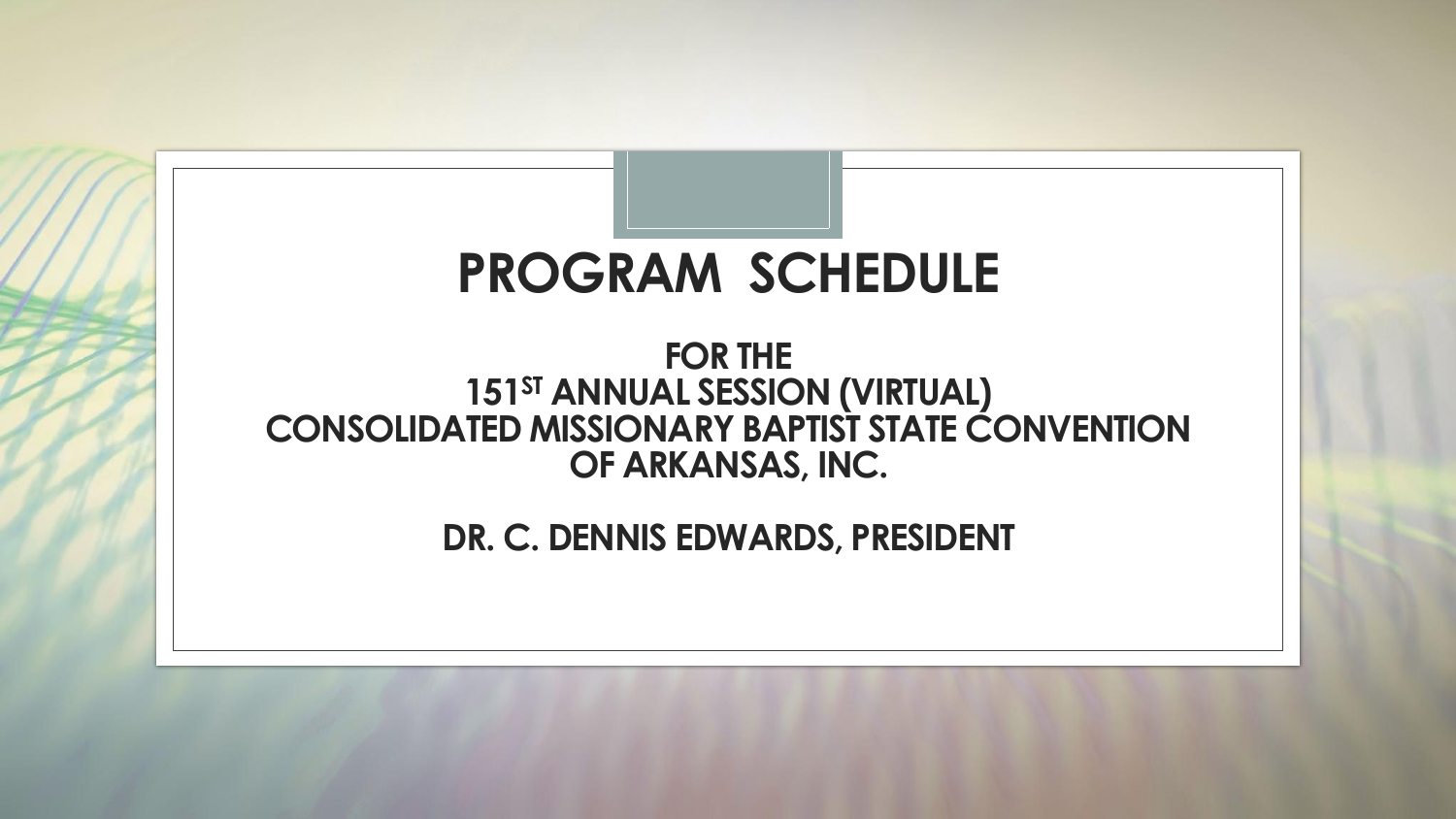# PROGRAM SCHEDULE

## FOR THE
## 151ST ANNUAL SESSION (VIRTUAL)
## CONSOLIDATED MISSIONARY BAPTIST STATE CONVENTION OF ARKANSAS, INC.

## DR. C. DENNIS EDWARDS, PRESIDENT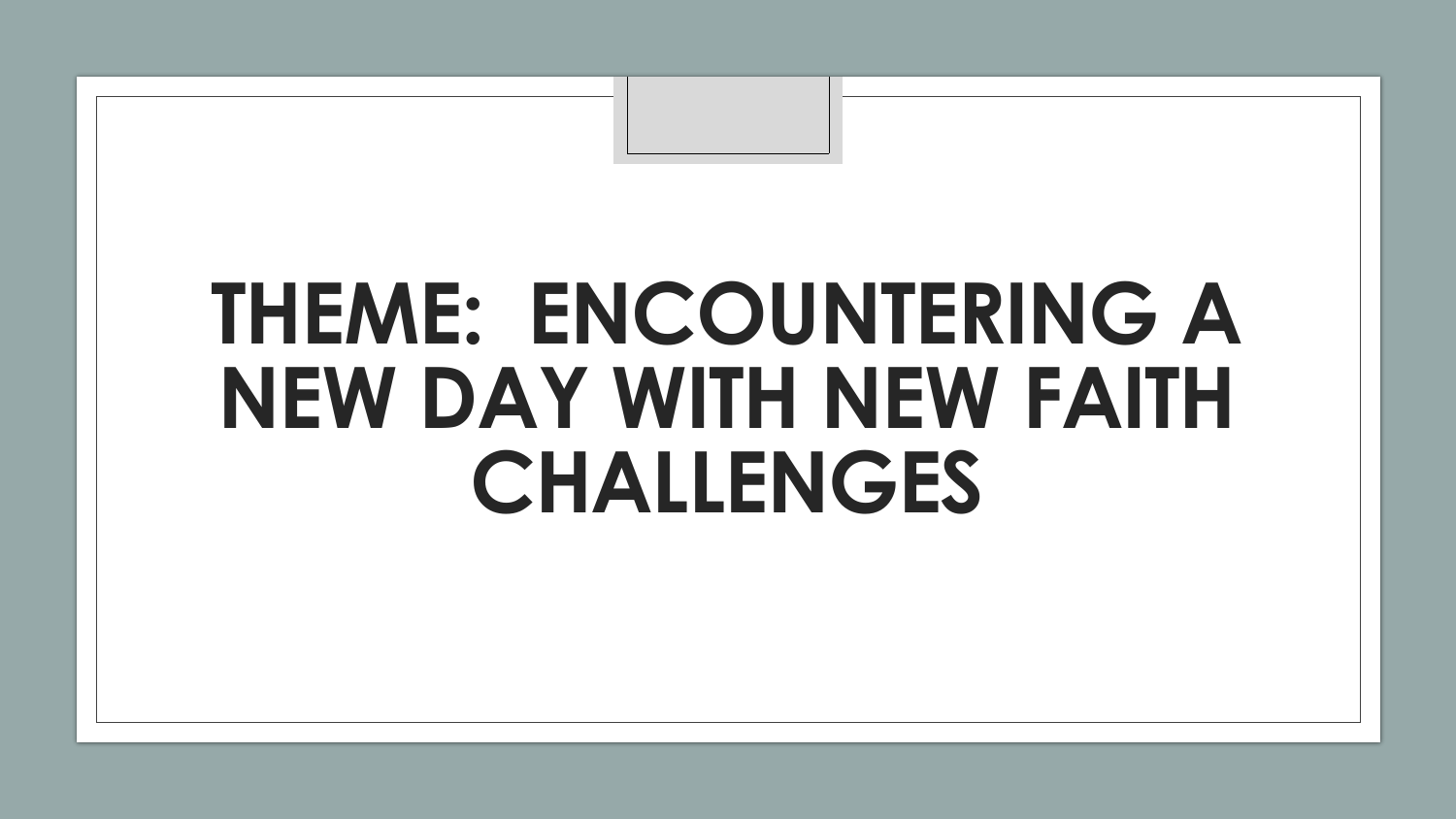# THEME: ENCOUNTERING A NEW DAY WITH NEW FAITH CHALLENGES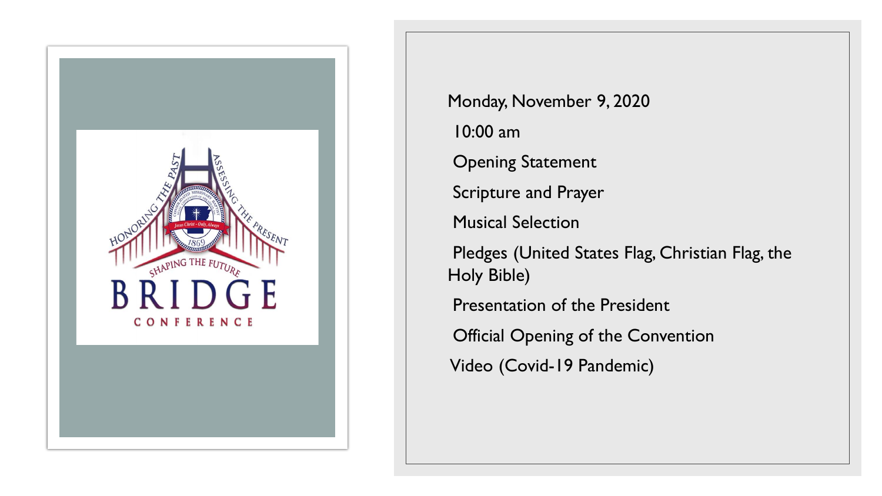Monday, November 9, 2020

10:00 am

Opening Statement

Scripture and Prayer

Musical Selection

Pledges (United States Flag, Christian Flag, the Holy Bible)

Presentation of the President

Official Opening of the Convention

Video (Covid-19 Pandemic)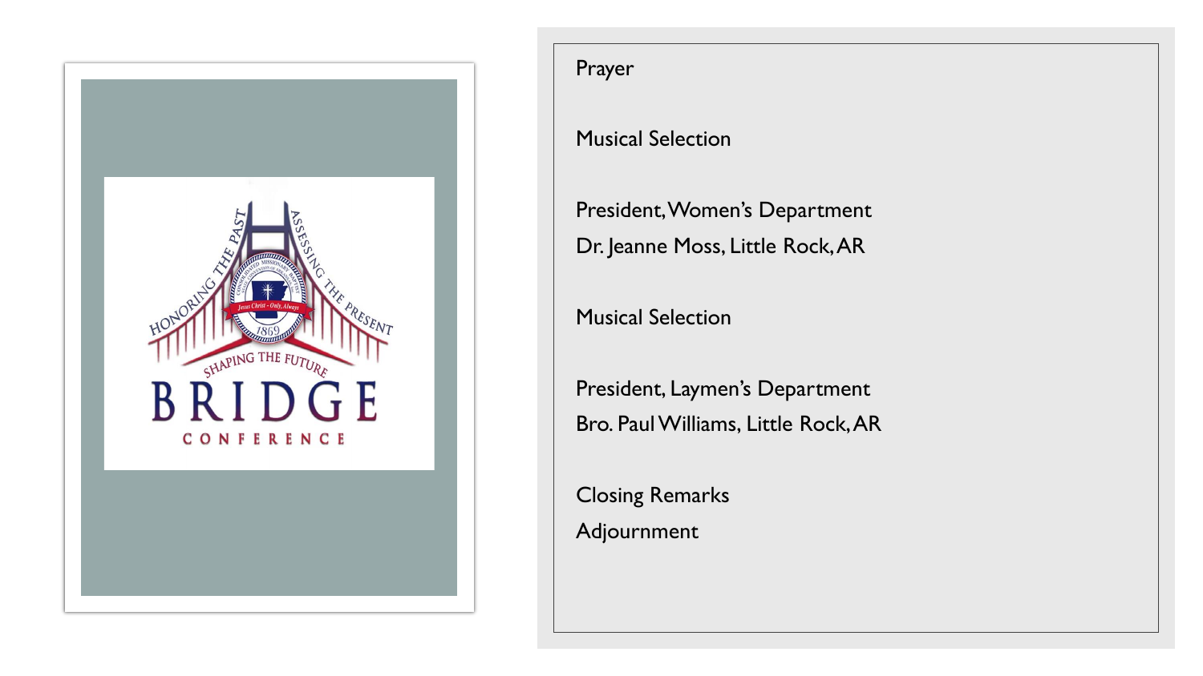Prayer

Musical Selection

President, Women's Department
Dr. Jeanne Moss, Little Rock, AR

Musical Selection

President, Laymen's Department
Bro. Paul Williams, Little Rock, AR

Closing Remarks
Adjournment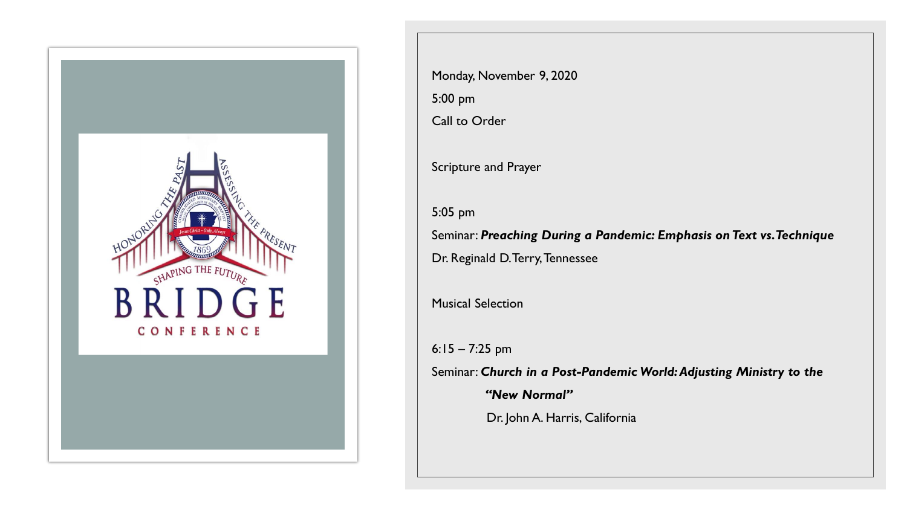Monday, November 9, 2020

5:00 pm

Call to Order

Scripture and Prayer

5:05 pm

Seminar: ***Preaching During a Pandemic: Emphasis on Text vs. Technique***

Dr. Reginald D. Terry, Tennessee

Musical Selection

6:15 – 7:25 pm

Seminar: ***Church in a Post-Pandemic World: Adjusting Ministry to the "New Normal"***

Dr. John A. Harris, California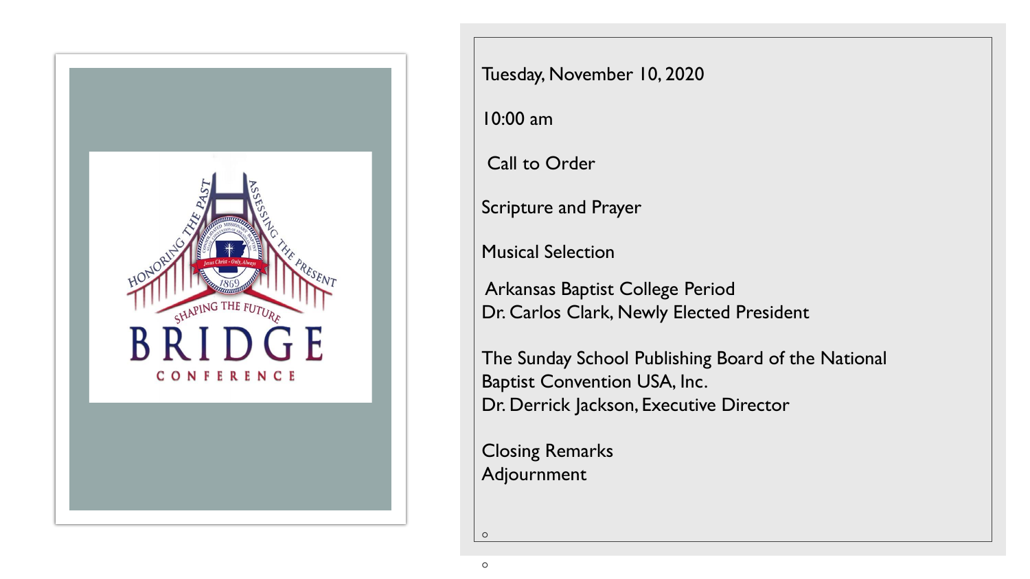Tuesday, November 10, 2020

10:00 am

Call to Order

Scripture and Prayer

Musical Selection

Arkansas Baptist College Period
Dr. Carlos Clark, Newly Elected President

The Sunday School Publishing Board of the National Baptist Convention USA, Inc.
Dr. Derrick Jackson, Executive Director

Closing Remarks
Adjournment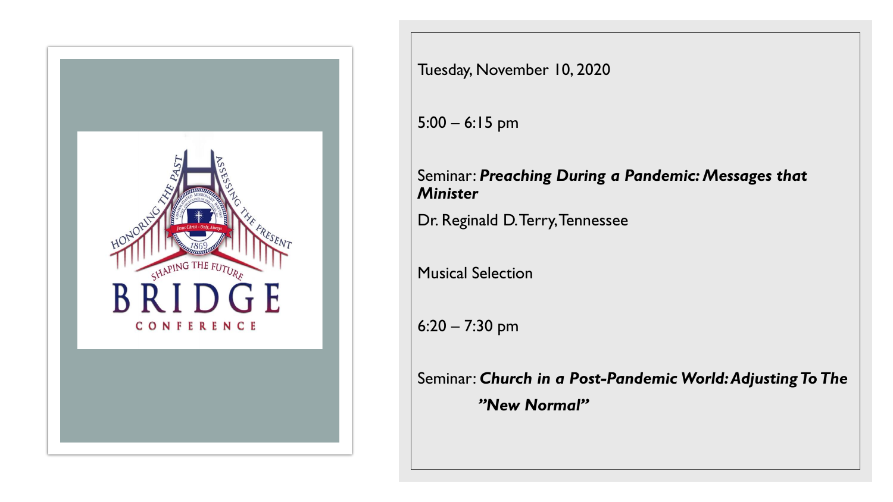Tuesday, November 10, 2020

5:00 – 6:15 pm

Seminar: ***Preaching During a Pandemic: Messages that Minister***

Dr. Reginald D. Terry, Tennessee

Musical Selection

6:20 – 7:30 pm

Seminar: ***Church in a Post-Pandemic World: Adjusting To The "New Normal"***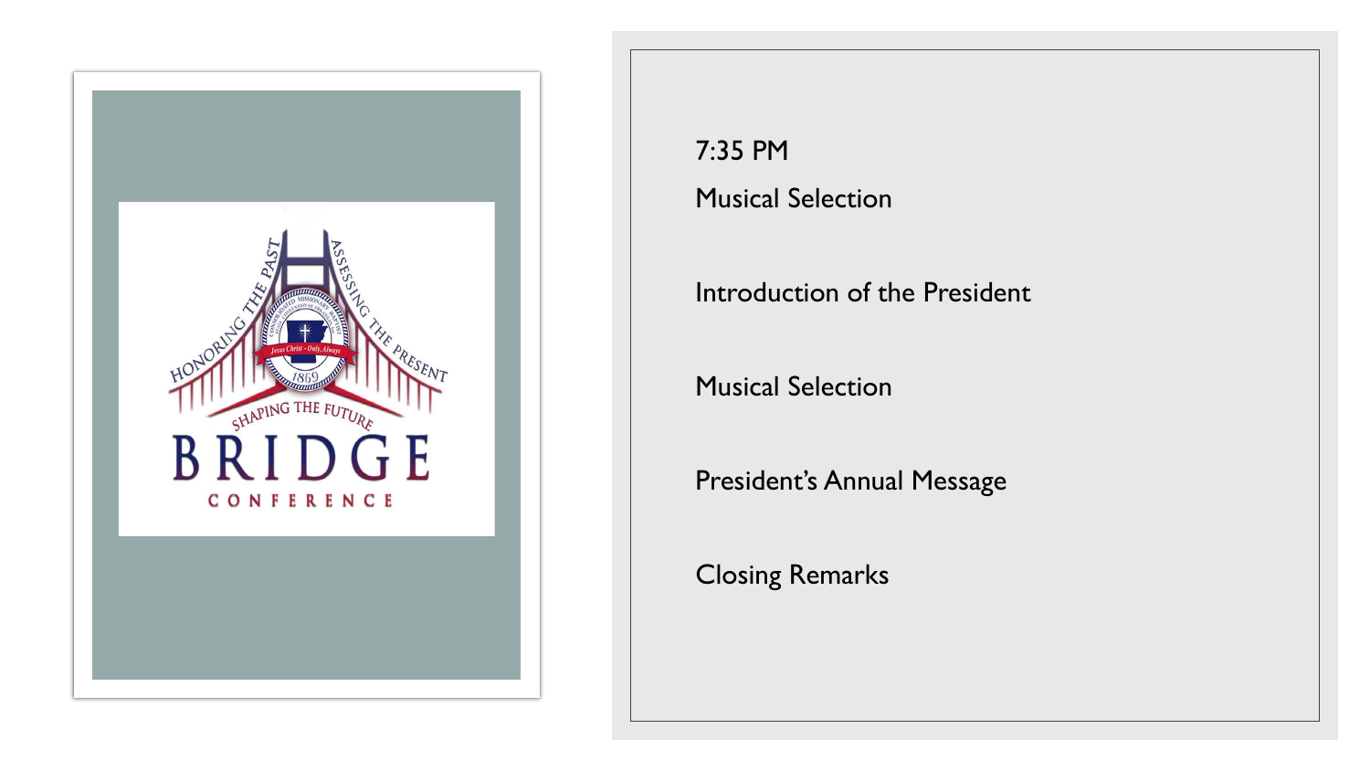7:35 PM

Musical Selection

Introduction of the President

Musical Selection

President's Annual Message

Closing Remarks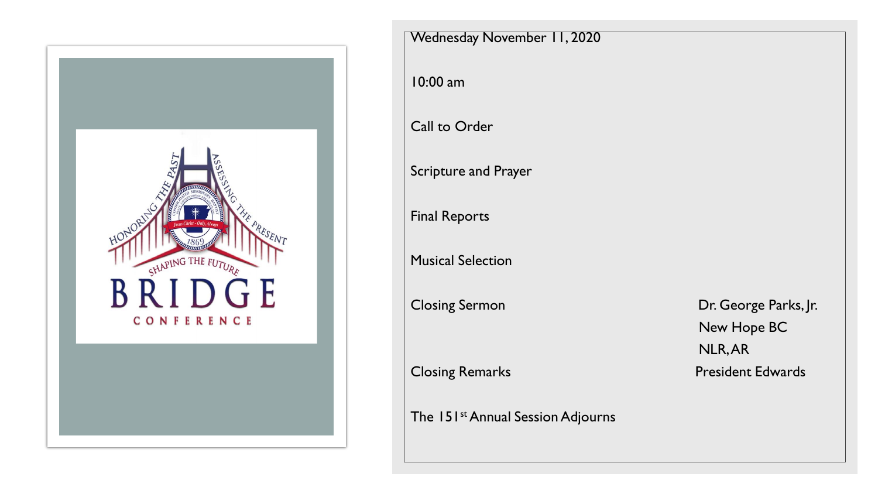Wednesday November 11, 2020

10:00 am

Call to Order

Scripture and Prayer

Final Reports

Musical Selection

Closing Sermon — Dr. George Parks, Jr.
New Hope BC
NLR, AR

Closing Remarks — President Edwards

The 151st Annual Session Adjourns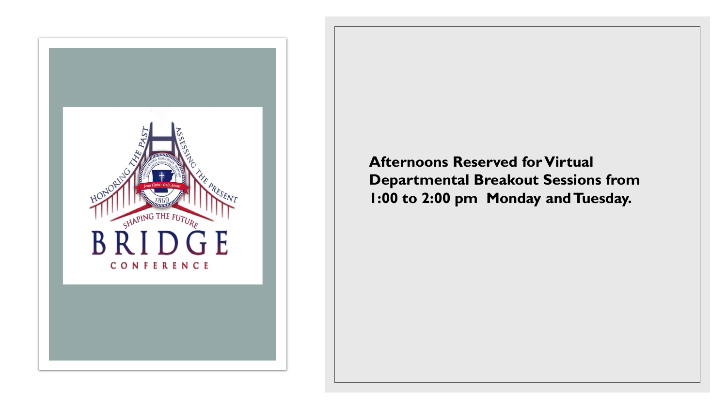**Afternoons Reserved for Virtual Departmental Breakout Sessions from 1:00 to 2:00 pm Monday and Tuesday.**